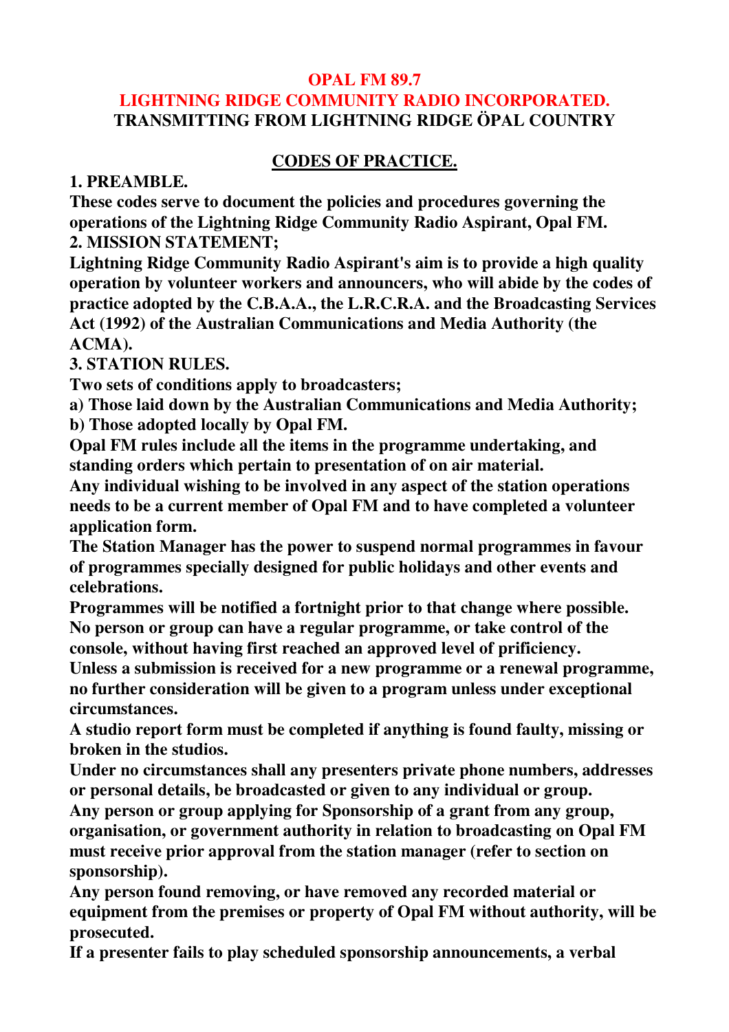**OPAL FM 89.7**

**LIGHTNING RIDGE COMMUNITY RADIO INCORPORATED.**

**TRANSMITTING FROM LIGHTNING RIDGE ÖPAL COUNTRY**

## CODES OF PRACTICE.

**1. PREAMBLE.**

**These codes serve to document the policies and procedures governing the operations of the Lightning Ridge Community Radio Aspirant, Opal FM.**

**2. MISSION STATEMENT;**

**Lightning Ridge Community Radio Aspirant's aim is to provide a high quality operation by volunteer workers and announcers, who will abide by the codes of practice adopted by the C.B.A.A., the L.R.C.R.A. and the Broadcasting Services Act (1992) of the Australian Communications and Media Authority (the ACMA).**

**3. STATION RULES.**

**Two sets of conditions apply to broadcasters;**

**a) Those laid down by the Australian Communications and Media Authority;**

**b) Those adopted locally by Opal FM.**

**Opal FM rules include all the items in the programme undertaking, and standing orders which pertain to presentation of on air material.**

**Any individual wishing to be involved in any aspect of the station operations needs to be a current member of Opal FM and to have completed a volunteer application form.**

**The Station Manager has the power to suspend normal programmes in favour of programmes specially designed for public holidays and other events and celebrations.**

**Programmes will be notified a fortnight prior to that change where possible.**

**No person or group can have a regular programme, or take control of the console, without having first reached an approved level of prificiency.**

**Unless a submission is received for a new programme or a renewal programme, no further consideration will be given to a program unless under exceptional circumstances.**

**A studio report form must be completed if anything is found faulty, missing or broken in the studios.**

**Under no circumstances shall any presenters private phone numbers, addresses or personal details, be broadcasted or given to any individual or group.**

**Any person or group applying for Sponsorship of a grant from any group, organisation, or government authority in relation to broadcasting on Opal FM must receive prior approval from the station manager (refer to section on sponsorship).**

**Any person found removing, or have removed any recorded material or equipment from the premises or property of Opal FM without authority, will be prosecuted.**

**If a presenter fails to play scheduled sponsorship announcements, a verbal**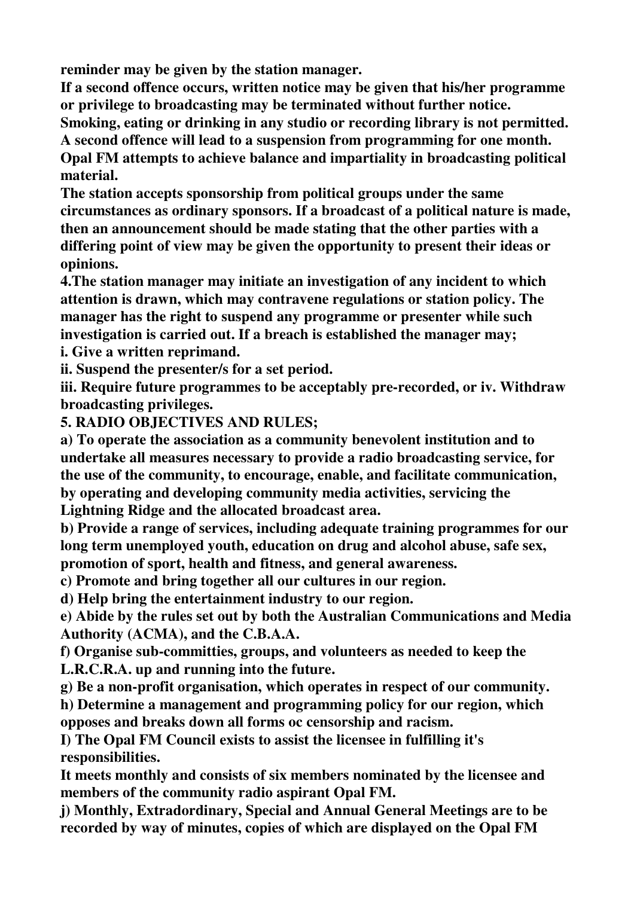**reminder may be given by the station manager.**
**If a second offence occurs, written notice may be given that his/her programme or privilege to broadcasting may be terminated without further notice.**
**Smoking, eating or drinking in any studio or recording library is not permitted. A second offence will lead to a suspension from programming for one month.**
**Opal FM attempts to achieve balance and impartiality in broadcasting political material.**
**The station accepts sponsorship from political groups under the same circumstances as ordinary sponsors. If a broadcast of a political nature is made, then an announcement should be made stating that the other parties with a differing point of view may be given the opportunity to present their ideas or opinions.**
**4.The station manager may initiate an investigation of any incident to which attention is drawn, which may contravene regulations or station policy. The manager has the right to suspend any programme or presenter while such investigation is carried out. If a breach is established the manager may;**
**i. Give a written reprimand.**
**ii. Suspend the presenter/s for a set period.**
**iii. Require future programmes to be acceptably pre-recorded, or iv. Withdraw broadcasting privileges.**
**5. RADIO OBJECTIVES AND RULES;**
**a) To operate the association as a community benevolent institution and to undertake all measures necessary to provide a radio broadcasting service, for the use of the community, to encourage, enable, and facilitate communication, by operating and developing community media activities, servicing the Lightning Ridge and the allocated broadcast area.**
**b) Provide a range of services, including adequate training programmes for our long term unemployed youth, education on drug and alcohol abuse, safe sex, promotion of sport, health and fitness, and general awareness.**
**c) Promote and bring together all our cultures in our region.**
**d) Help bring the entertainment industry to our region.**
**e) Abide by the rules set out by both the Australian Communications and Media Authority (ACMA), and the C.B.A.A.**
**f) Organise sub-committies, groups, and volunteers as needed to keep the L.R.C.R.A. up and running into the future.**
**g) Be a non-profit organisation, which operates in respect of our community.**
**h) Determine a management and programming policy for our region, which opposes and breaks down all forms oc censorship and racism.**
**I) The Opal FM Council exists to assist the licensee in fulfilling it's responsibilities.**
**It meets monthly and consists of six members nominated by the licensee and members of the community radio aspirant Opal FM.**
**j) Monthly, Extradordinary, Special and Annual General Meetings are to be recorded by way of minutes, copies of which are displayed on the Opal FM**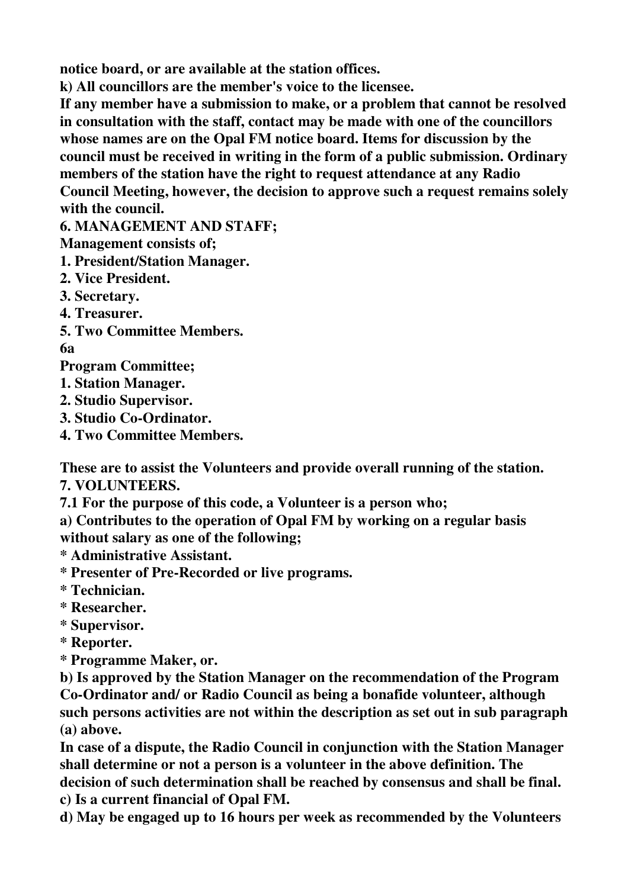**notice board, or are available at the station offices.**

**k) All councillors are the member's voice to the licensee.**

**If any member have a submission to make, or a problem that cannot be resolved in consultation with the staff, contact may be made with one of the councillors whose names are on the Opal FM notice board. Items for discussion by the council must be received in writing in the form of a public submission. Ordinary members of the station have the right to request attendance at any Radio Council Meeting, however, the decision to approve such a request remains solely with the council.**

**6. MANAGEMENT AND STAFF;**

**Management consists of;**

**1. President/Station Manager.**
**2. Vice President.**
**3. Secretary.**
**4. Treasurer.**
**5. Two Committee Members.**

**6a**

**Program Committee;**

**1. Station Manager.**
**2. Studio Supervisor.**
**3. Studio Co-Ordinator.**
**4. Two Committee Members.**

**These are to assist the Volunteers and provide overall running of the station.**

**7. VOLUNTEERS.**

**7.1 For the purpose of this code, a Volunteer is a person who;**

**a) Contributes to the operation of Opal FM by working on a regular basis without salary as one of the following;**

**\* Administrative Assistant.**
**\* Presenter of Pre-Recorded or live programs.**
**\* Technician.**
**\* Researcher.**
**\* Supervisor.**
**\* Reporter.**
**\* Programme Maker, or.**

**b) Is approved by the Station Manager on the recommendation of the Program Co-Ordinator and/ or Radio Council as being a bonafide volunteer, although such persons activities are not within the description as set out in sub paragraph (a) above.**

**In case of a dispute, the Radio Council in conjunction with the Station Manager shall determine or not a person is a volunteer in the above definition. The decision of such determination shall be reached by consensus and shall be final.**

**c) Is a current financial of Opal FM.**

**d) May be engaged up to 16 hours per week as recommended by the Volunteers**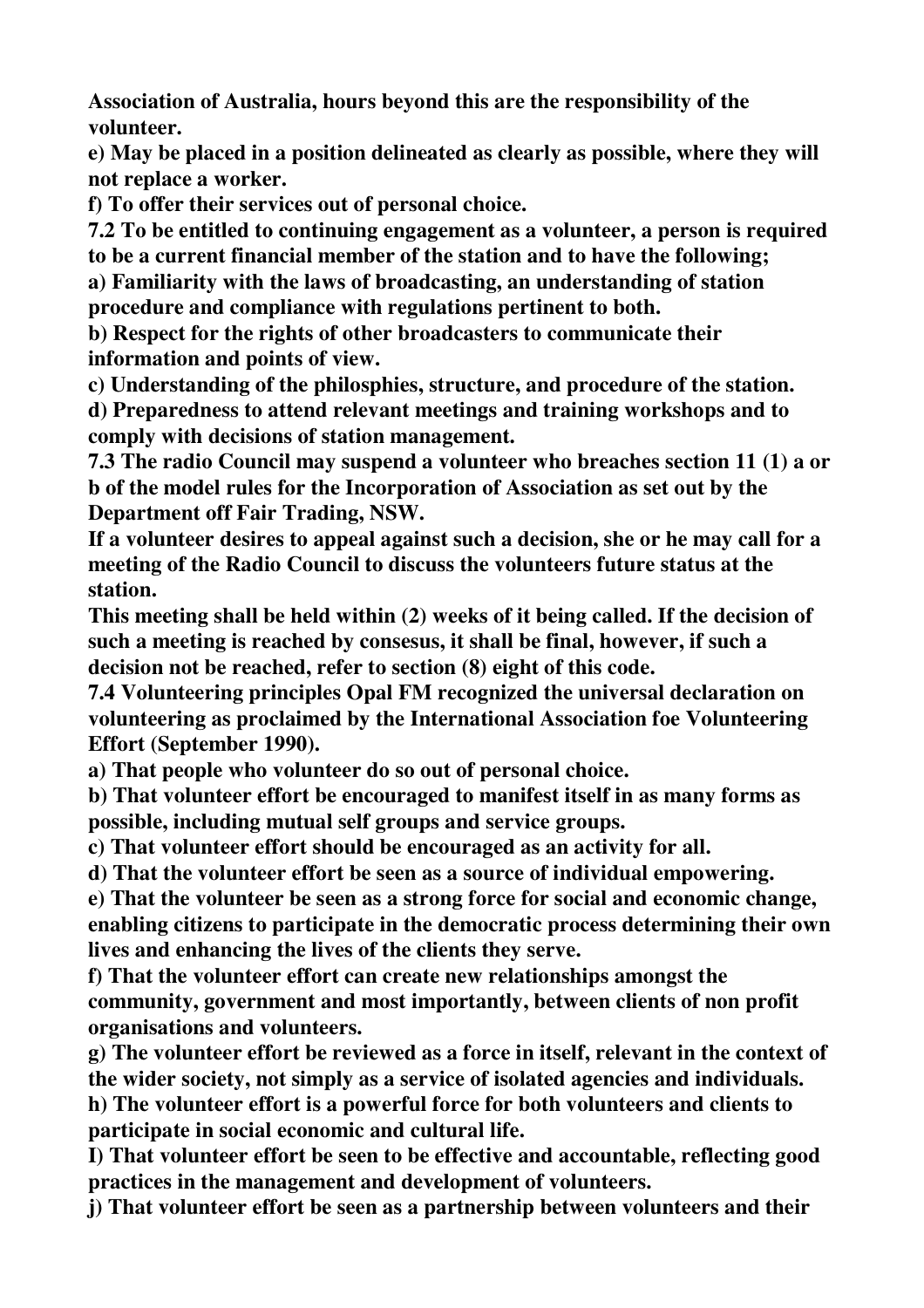**Association of Australia, hours beyond this are the responsibility of the volunteer.**

**e) May be placed in a position delineated as clearly as possible, where they will not replace a worker.**

**f) To offer their services out of personal choice.**

**7.2 To be entitled to continuing engagement as a volunteer, a person is required to be a current financial member of the station and to have the following;**

**a) Familiarity with the laws of broadcasting, an understanding of station procedure and compliance with regulations pertinent to both.**

**b) Respect for the rights of other broadcasters to communicate their information and points of view.**

**c) Understanding of the philosphies, structure, and procedure of the station.**

**d) Preparedness to attend relevant meetings and training workshops and to comply with decisions of station management.**

**7.3 The radio Council may suspend a volunteer who breaches section 11 (1) a or b of the model rules for the Incorporation of Association as set out by the Department off Fair Trading, NSW.**

**If a volunteer desires to appeal against such a decision, she or he may call for a meeting of the Radio Council to discuss the volunteers future status at the station.**

**This meeting shall be held within (2) weeks of it being called. If the decision of such a meeting is reached by consesus, it shall be final, however, if such a decision not be reached, refer to section (8) eight of this code.**

**7.4 Volunteering principles Opal FM recognized the universal declaration on volunteering as proclaimed by the International Association foe Volunteering Effort (September 1990).**

**a) That people who volunteer do so out of personal choice.**

**b) That volunteer effort be encouraged to manifest itself in as many forms as possible, including mutual self groups and service groups.**

**c) That volunteer effort should be encouraged as an activity for all.**

**d) That the volunteer effort be seen as a source of individual empowering.**

**e) That the volunteer be seen as a strong force for social and economic change, enabling citizens to participate in the democratic process determining their own lives and enhancing the lives of the clients they serve.**

**f) That the volunteer effort can create new relationships amongst the community, government and most importantly, between clients of non profit organisations and volunteers.**

**g) The volunteer effort be reviewed as a force in itself, relevant in the context of the wider society, not simply as a service of isolated agencies and individuals.**

**h) The volunteer effort is a powerful force for both volunteers and clients to participate in social economic and cultural life.**

**I) That volunteer effort be seen to be effective and accountable, reflecting good practices in the management and development of volunteers.**

**j) That volunteer effort be seen as a partnership between volunteers and their**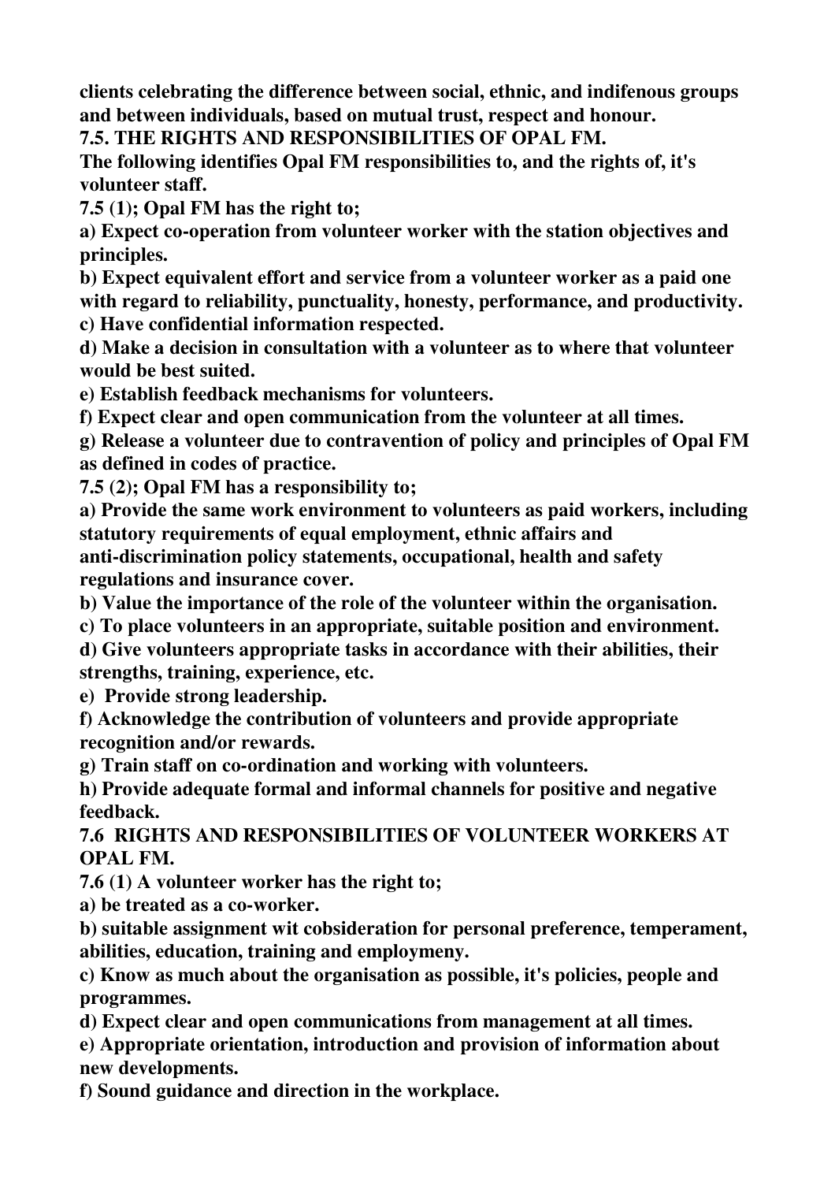**clients celebrating the difference between social, ethnic, and indifenous groups and between individuals, based on mutual trust, respect and honour.**

## 7.5. THE RIGHTS AND RESPONSIBILITIES OF OPAL FM.

**The following identifies Opal FM responsibilities to, and the rights of, it's volunteer staff.**

**7.5 (1); Opal FM has the right to;**

**a) Expect co-operation from volunteer worker with the station objectives and principles.**

**b) Expect equivalent effort and service from a volunteer worker as a paid one with regard to reliability, punctuality, honesty, performance, and productivity.**

**c) Have confidential information respected.**

**d) Make a decision in consultation with a volunteer as to where that volunteer would be best suited.**

**e) Establish feedback mechanisms for volunteers.**

**f) Expect clear and open communication from the volunteer at all times.**

**g) Release a volunteer due to contravention of policy and principles of Opal FM as defined in codes of practice.**

**7.5 (2); Opal FM has a responsibility to;**

**a) Provide the same work environment to volunteers as paid workers, including statutory requirements of equal employment, ethnic affairs and anti-discrimination policy statements, occupational, health and safety regulations and insurance cover.**

**b) Value the importance of the role of the volunteer within the organisation.**

**c) To place volunteers in an appropriate, suitable position and environment.**

**d) Give volunteers appropriate tasks in accordance with their abilities, their strengths, training, experience, etc.**

**e) Provide strong leadership.**

**f) Acknowledge the contribution of volunteers and provide appropriate recognition and/or rewards.**

**g) Train staff on co-ordination and working with volunteers.**

**h) Provide adequate formal and informal channels for positive and negative feedback.**

## 7.6 RIGHTS AND RESPONSIBILITIES OF VOLUNTEER WORKERS AT OPAL FM.

**7.6 (1) A volunteer worker has the right to;**

**a) be treated as a co-worker.**

**b) suitable assignment wit cobsideration for personal preference, temperament, abilities, education, training and employmeny.**

**c) Know as much about the organisation as possible, it's policies, people and programmes.**

**d) Expect clear and open communications from management at all times.**

**e) Appropriate orientation, introduction and provision of information about new developments.**

**f) Sound guidance and direction in the workplace.**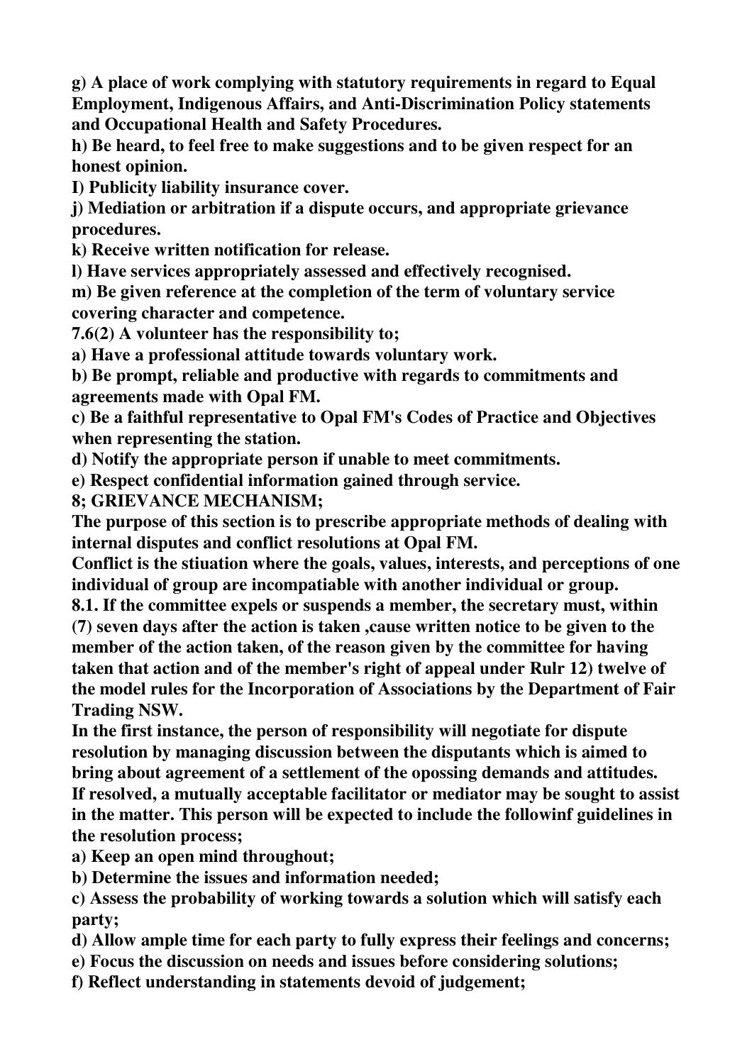**g) A place of work complying with statutory requirements in regard to Equal Employment, Indigenous Affairs, and Anti-Discrimination Policy statements and Occupational Health and Safety Procedures.**

**h) Be heard, to feel free to make suggestions and to be given respect for an honest opinion.**

**I) Publicity liability insurance cover.**

**j) Mediation or arbitration if a dispute occurs, and appropriate grievance procedures.**

**k) Receive written notification for release.**

**l) Have services appropriately assessed and effectively recognised.**

**m) Be given reference at the completion of the term of voluntary service covering character and competence.**

**7.6(2) A volunteer has the responsibility to;**

**a) Have a professional attitude towards voluntary work.**

**b) Be prompt, reliable and productive with regards to commitments and agreements made with Opal FM.**

**c) Be a faithful representative to Opal FM's Codes of Practice and Objectives when representing the station.**

**d) Notify the appropriate person if unable to meet commitments.**

**e) Respect confidential information gained through service.**

**8; GRIEVANCE MECHANISM;**

**The purpose of this section is to prescribe appropriate methods of dealing with internal disputes and conflict resolutions at Opal FM.**

**Conflict is the stiuation where the goals, values, interests, and perceptions of one individual of group are incompatiable with another individual or group.**

**8.1. If the committee expels or suspends a member, the secretary must, within (7) seven days after the action is taken ,cause written notice to be given to the member of the action taken, of the reason given by the committee for having taken that action and of the member's right of appeal under Rulr 12) twelve of the model rules for the Incorporation of Associations by the Department of Fair Trading NSW.**

**In the first instance, the person of responsibility will negotiate for dispute resolution by managing discussion between the disputants which is aimed to bring about agreement of a settlement of the opossing demands and attitudes. If resolved, a mutually acceptable facilitator or mediator may be sought to assist in the matter. This person will be expected to include the followinf guidelines in the resolution process;**

**a) Keep an open mind throughout;**

**b) Determine the issues and information needed;**

**c) Assess the probability of working towards a solution which will satisfy each party;**

**d) Allow ample time for each party to fully express their feelings and concerns;**

**e) Focus the discussion on needs and issues before considering solutions;**

**f) Reflect understanding in statements devoid of judgement;**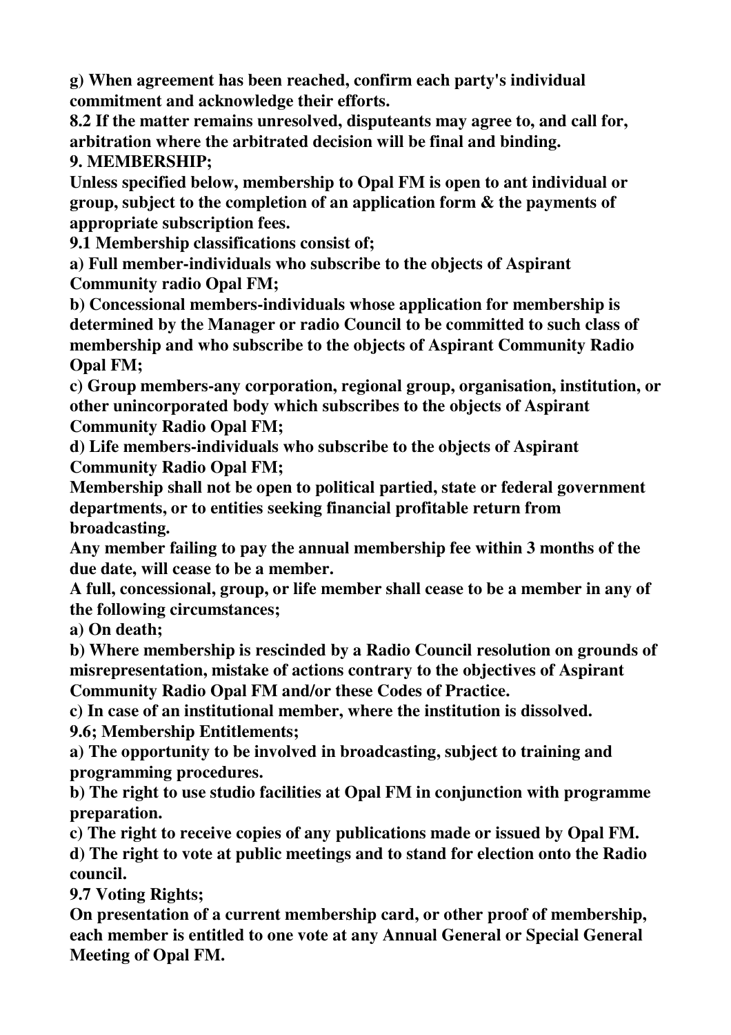**g) When agreement has been reached, confirm each party's individual commitment and acknowledge their efforts.**

**8.2 If the matter remains unresolved, disputeants may agree to, and call for, arbitration where the arbitrated decision will be final and binding.**

**9. MEMBERSHIP;**

**Unless specified below, membership to Opal FM is open to ant individual or group, subject to the completion of an application form & the payments of appropriate subscription fees.**

**9.1 Membership classifications consist of;**

**a) Full member-individuals who subscribe to the objects of Aspirant Community radio Opal FM;**

**b) Concessional members-individuals whose application for membership is determined by the Manager or radio Council to be committed to such class of membership and who subscribe to the objects of Aspirant Community Radio Opal FM;**

**c) Group members-any corporation, regional group, organisation, institution, or other unincorporated body which subscribes to the objects of Aspirant Community Radio Opal FM;**

**d) Life members-individuals who subscribe to the objects of Aspirant Community Radio Opal FM;**

**Membership shall not be open to political partied, state or federal government departments, or to entities seeking financial profitable return from broadcasting.**

**Any member failing to pay the annual membership fee within 3 months of the due date, will cease to be a member.**

**A full, concessional, group, or life member shall cease to be a member in any of the following circumstances;**

**a) On death;**

**b) Where membership is rescinded by a Radio Council resolution on grounds of misrepresentation, mistake of actions contrary to the objectives of Aspirant Community Radio Opal FM and/or these Codes of Practice.**

**c) In case of an institutional member, where the institution is dissolved.**

**9.6; Membership Entitlements;**

**a) The opportunity to be involved in broadcasting, subject to training and programming procedures.**

**b) The right to use studio facilities at Opal FM in conjunction with programme preparation.**

**c) The right to receive copies of any publications made or issued by Opal FM.**

**d) The right to vote at public meetings and to stand for election onto the Radio council.**

**9.7 Voting Rights;**

**On presentation of a current membership card, or other proof of membership, each member is entitled to one vote at any Annual General or Special General Meeting of Opal FM.**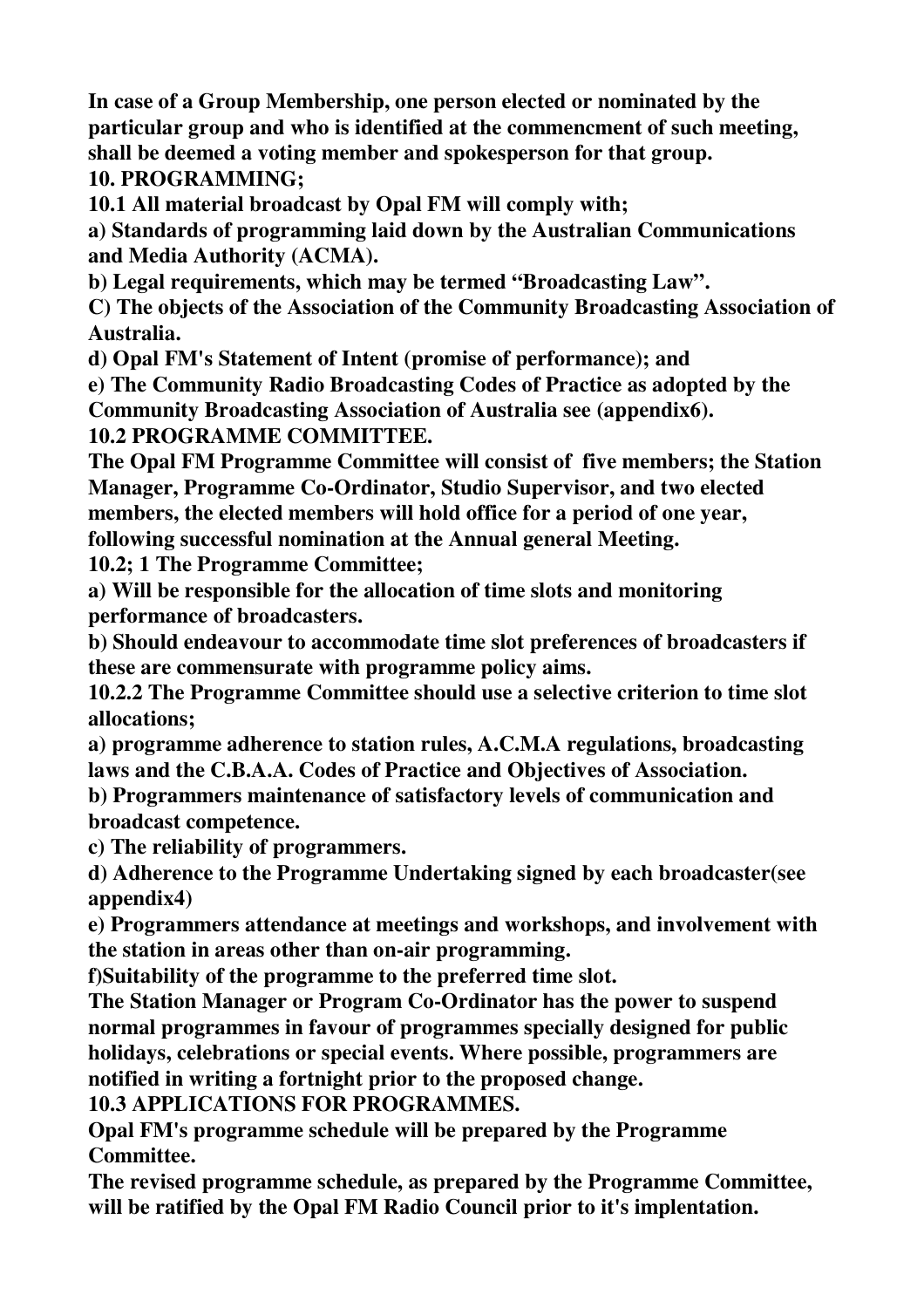**In case of a Group Membership, one person elected or nominated by the particular group and who is identified at the commencment of such meeting, shall be deemed a voting member and spokesperson for that group.**

**10. PROGRAMMING;**

**10.1 All material broadcast by Opal FM will comply with;**

**a) Standards of programming laid down by the Australian Communications and Media Authority (ACMA).**

**b) Legal requirements, which may be termed "Broadcasting Law".**

**C) The objects of the Association of the Community Broadcasting Association of Australia.**

**d) Opal FM's Statement of Intent (promise of performance); and**

**e) The Community Radio Broadcasting Codes of Practice as adopted by the Community Broadcasting Association of Australia see (appendix6).**

**10.2 PROGRAMME COMMITTEE.**

**The Opal FM Programme Committee will consist of five members; the Station Manager, Programme Co-Ordinator, Studio Supervisor, and two elected members, the elected members will hold office for a period of one year, following successful nomination at the Annual general Meeting.**

**10.2; 1 The Programme Committee;**

**a) Will be responsible for the allocation of time slots and monitoring performance of broadcasters.**

**b) Should endeavour to accommodate time slot preferences of broadcasters if these are commensurate with programme policy aims.**

**10.2.2 The Programme Committee should use a selective criterion to time slot allocations;**

**a) programme adherence to station rules, A.C.M.A regulations, broadcasting laws and the C.B.A.A. Codes of Practice and Objectives of Association.**

**b) Programmers maintenance of satisfactory levels of communication and broadcast competence.**

**c) The reliability of programmers.**

**d) Adherence to the Programme Undertaking signed by each broadcaster(see appendix4)**

**e) Programmers attendance at meetings and workshops, and involvement with the station in areas other than on-air programming.**

**f)Suitability of the programme to the preferred time slot.**

**The Station Manager or Program Co-Ordinator has the power to suspend normal programmes in favour of programmes specially designed for public holidays, celebrations or special events. Where possible, programmers are notified in writing a fortnight prior to the proposed change.**

**10.3 APPLICATIONS FOR PROGRAMMES.**

**Opal FM's programme schedule will be prepared by the Programme Committee.**

**The revised programme schedule, as prepared by the Programme Committee, will be ratified by the Opal FM Radio Council prior to it's implentation.**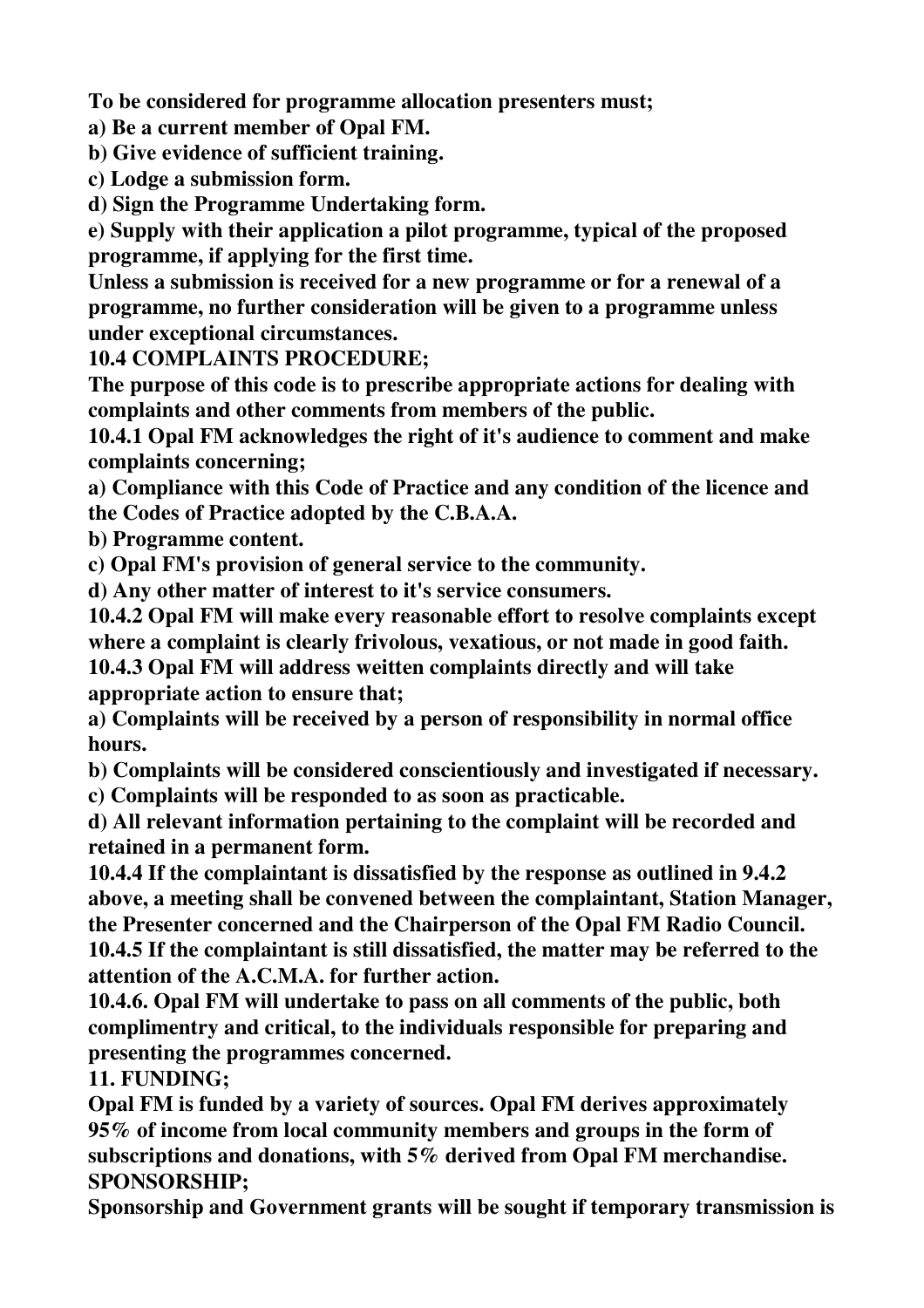**To be considered for programme allocation presenters must;**

**a) Be a current member of Opal FM.**

**b) Give evidence of sufficient training.**

**c) Lodge a submission form.**

**d) Sign the Programme Undertaking form.**

**e) Supply with their application a pilot programme, typical of the proposed programme, if applying for the first time.**

**Unless a submission is received for a new programme or for a renewal of a programme, no further consideration will be given to a programme unless under exceptional circumstances.**

**10.4 COMPLAINTS PROCEDURE;**

**The purpose of this code is to prescribe appropriate actions for dealing with complaints and other comments from members of the public.**

**10.4.1 Opal FM acknowledges the right of it's audience to comment and make complaints concerning;**

**a) Compliance with this Code of Practice and any condition of the licence and the Codes of Practice adopted by the C.B.A.A.**

**b) Programme content.**

**c) Opal FM's provision of general service to the community.**

**d) Any other matter of interest to it's service consumers.**

**10.4.2 Opal FM will make every reasonable effort to resolve complaints except where a complaint is clearly frivolous, vexatious, or not made in good faith.**

**10.4.3 Opal FM will address weitten complaints directly and will take appropriate action to ensure that;**

**a) Complaints will be received by a person of responsibility in normal office hours.**

**b) Complaints will be considered conscientiously and investigated if necessary.**

**c) Complaints will be responded to as soon as practicable.**

**d) All relevant information pertaining to the complaint will be recorded and retained in a permanent form.**

**10.4.4 If the complaintant is dissatisfied by the response as outlined in 9.4.2 above, a meeting shall be convened between the complaintant, Station Manager, the Presenter concerned and the Chairperson of the Opal FM Radio Council.**

**10.4.5 If the complaintant is still dissatisfied, the matter may be referred to the attention of the A.C.M.A. for further action.**

**10.4.6. Opal FM will undertake to pass on all comments of the public, both complimentry and critical, to the individuals responsible for preparing and presenting the programmes concerned.**

**11. FUNDING;**

**Opal FM is funded by a variety of sources. Opal FM derives approximately 95% of income from local community members and groups in the form of subscriptions and donations, with 5% derived from Opal FM merchandise.**

**SPONSORSHIP;**

**Sponsorship and Government grants will be sought if temporary transmission is**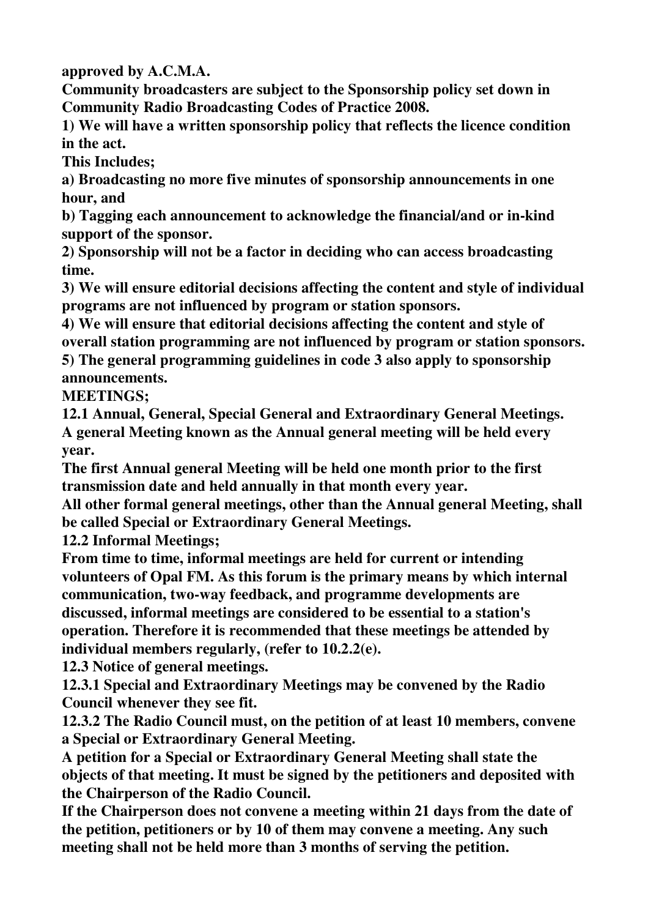**approved by A.C.M.A.**

**Community broadcasters are subject to the Sponsorship policy set down in Community Radio Broadcasting Codes of Practice 2008.**

**1) We will have a written sponsorship policy that reflects the licence condition in the act.**

**This Includes;**

**a) Broadcasting no more five minutes of sponsorship announcements in one hour, and**

**b) Tagging each announcement to acknowledge the financial/and or in-kind support of the sponsor.**

**2) Sponsorship will not be a factor in deciding who can access broadcasting time.**

**3) We will ensure editorial decisions affecting the content and style of individual programs are not influenced by program or station sponsors.**

**4) We will ensure that editorial decisions affecting the content and style of overall station programming are not influenced by program or station sponsors.**

**5) The general programming guidelines in code 3 also apply to sponsorship announcements.**

**MEETINGS;**

**12.1 Annual, General, Special General and Extraordinary General Meetings.**

**A general Meeting known as the Annual general meeting will be held every year.**

**The first Annual general Meeting will be held one month prior to the first transmission date and held annually in that month every year.**

**All other formal general meetings, other than the Annual general Meeting, shall be called Special or Extraordinary General Meetings.**

**12.2 Informal Meetings;**

**From time to time, informal meetings are held for current or intending volunteers of Opal FM. As this forum is the primary means by which internal communication, two-way feedback, and programme developments are discussed, informal meetings are considered to be essential to a station's operation. Therefore it is recommended that these meetings be attended by individual members regularly, (refer to 10.2.2(e).**

**12.3 Notice of general meetings.**

**12.3.1 Special and Extraordinary Meetings may be convened by the Radio Council whenever they see fit.**

**12.3.2 The Radio Council must, on the petition of at least 10 members, convene a Special or Extraordinary General Meeting.**

**A petition for a Special or Extraordinary General Meeting shall state the objects of that meeting. It must be signed by the petitioners and deposited with the Chairperson of the Radio Council.**

**If the Chairperson does not convene a meeting within 21 days from the date of the petition, petitioners or by 10 of them may convene a meeting. Any such meeting shall not be held more than 3 months of serving the petition.**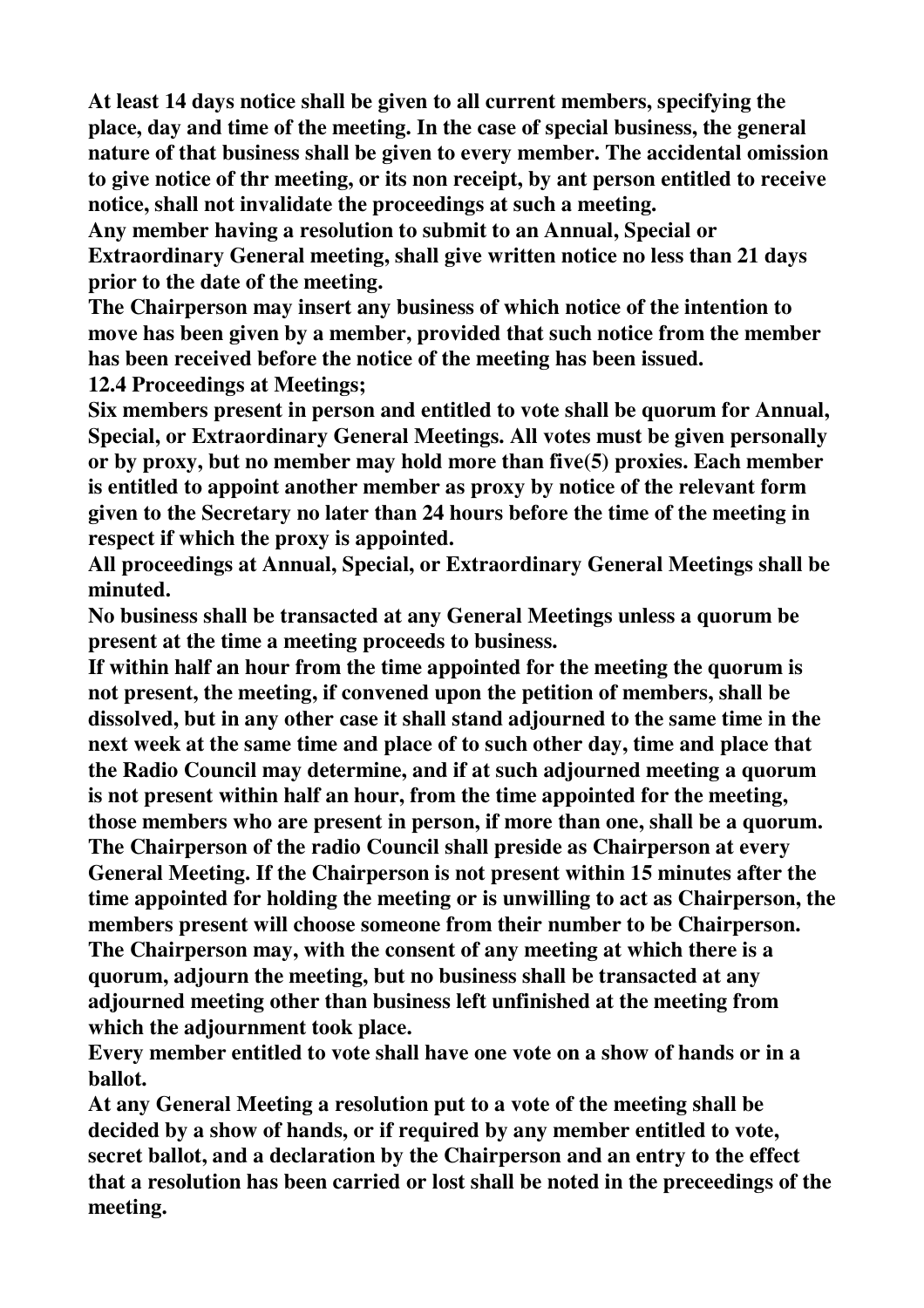**At least 14 days notice shall be given to all current members, specifying the place, day and time of the meeting. In the case of special business, the general nature of that business shall be given to every member. The accidental omission to give notice of thr meeting, or its non receipt, by ant person entitled to receive notice, shall not invalidate the proceedings at such a meeting.**

**Any member having a resolution to submit to an Annual, Special or Extraordinary General meeting, shall give written notice no less than 21 days prior to the date of the meeting.**

**The Chairperson may insert any business of which notice of the intention to move has been given by a member, provided that such notice from the member has been received before the notice of the meeting has been issued.**

**12.4 Proceedings at Meetings;**

**Six members present in person and entitled to vote shall be quorum for Annual, Special, or Extraordinary General Meetings. All votes must be given personally or by proxy, but no member may hold more than five(5) proxies. Each member is entitled to appoint another member as proxy by notice of the relevant form given to the Secretary no later than 24 hours before the time of the meeting in respect if which the proxy is appointed.**

**All proceedings at Annual, Special, or Extraordinary General Meetings shall be minuted.**

**No business shall be transacted at any General Meetings unless a quorum be present at the time a meeting proceeds to business.**

**If within half an hour from the time appointed for the meeting the quorum is not present, the meeting, if convened upon the petition of members, shall be dissolved, but in any other case it shall stand adjourned to the same time in the next week at the same time and place of to such other day, time and place that the Radio Council may determine, and if at such adjourned meeting a quorum is not present within half an hour, from the time appointed for the meeting, those members who are present in person, if more than one, shall be a quorum.**

**The Chairperson of the radio Council shall preside as Chairperson at every General Meeting. If the Chairperson is not present within 15 minutes after the time appointed for holding the meeting or is unwilling to act as Chairperson, the members present will choose someone from their number to be Chairperson.**

**The Chairperson may, with the consent of any meeting at which there is a quorum, adjourn the meeting, but no business shall be transacted at any adjourned meeting other than business left unfinished at the meeting from which the adjournment took place.**

**Every member entitled to vote shall have one vote on a show of hands or in a ballot.**

**At any General Meeting a resolution put to a vote of the meeting shall be decided by a show of hands, or if required by any member entitled to vote, secret ballot, and a declaration by the Chairperson and an entry to the effect that a resolution has been carried or lost shall be noted in the preceedings of the meeting.**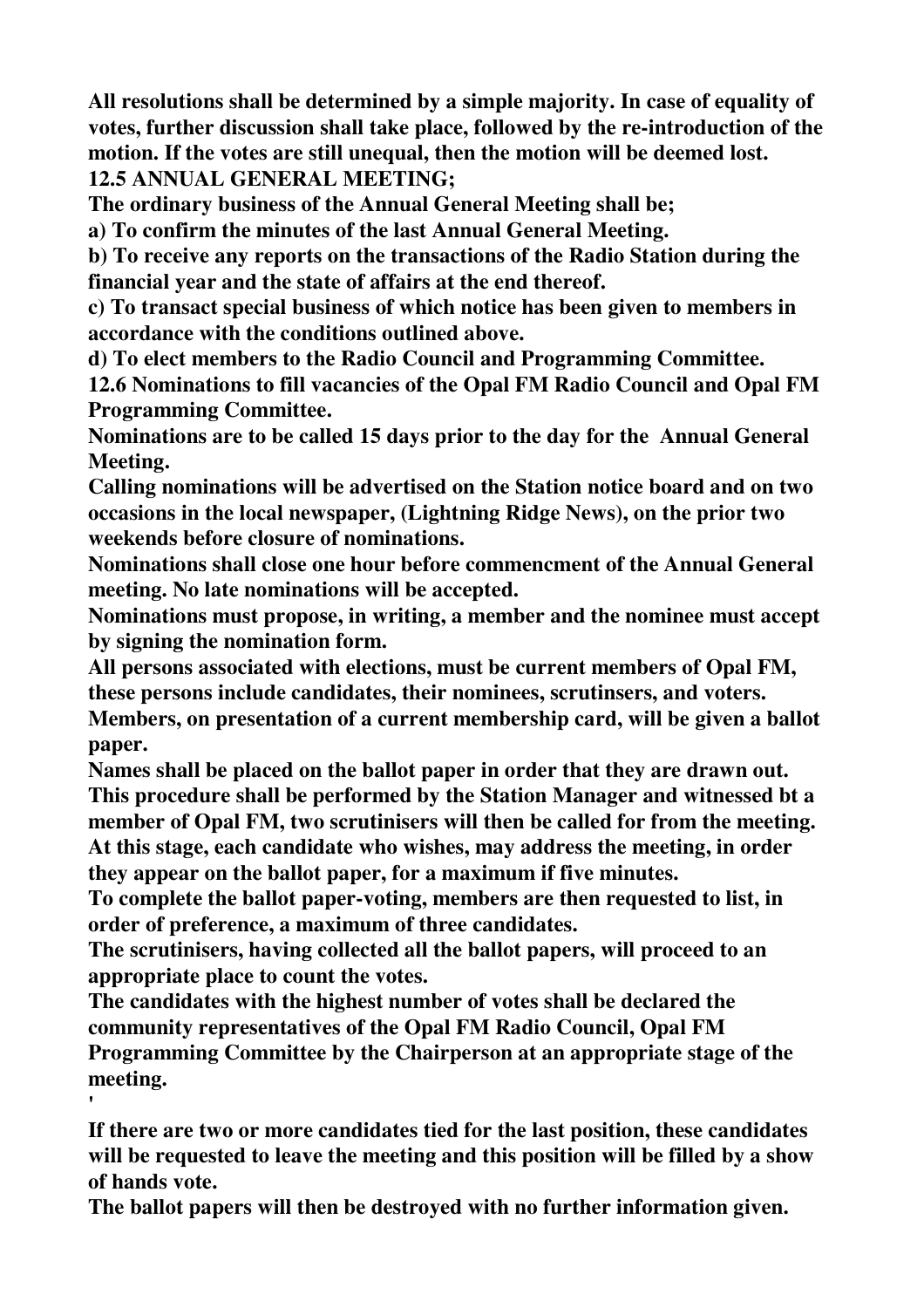**All resolutions shall be determined by a simple majority. In case of equality of votes, further discussion shall take place, followed by the re-introduction of the motion. If the votes are still unequal, then the motion will be deemed lost.**

**12.5 ANNUAL GENERAL MEETING;**

**The ordinary business of the Annual General Meeting shall be;**

**a) To confirm the minutes of the last Annual General Meeting.**

**b) To receive any reports on the transactions of the Radio Station during the financial year and the state of affairs at the end thereof.**

**c) To transact special business of which notice has been given to members in accordance with the conditions outlined above.**

**d) To elect members to the Radio Council and Programming Committee.**

**12.6 Nominations to fill vacancies of the Opal FM Radio Council and Opal FM Programming Committee.**

**Nominations are to be called 15 days prior to the day for the Annual General Meeting.**

**Calling nominations will be advertised on the Station notice board and on two occasions in the local newspaper, (Lightning Ridge News), on the prior two weekends before closure of nominations.**

**Nominations shall close one hour before commencment of the Annual General meeting. No late nominations will be accepted.**

**Nominations must propose, in writing, a member and the nominee must accept by signing the nomination form.**

**All persons associated with elections, must be current members of Opal FM, these persons include candidates, their nominees, scrutinsers, and voters.**

**Members, on presentation of a current membership card, will be given a ballot paper.**

**Names shall be placed on the ballot paper in order that they are drawn out.**

**This procedure shall be performed by the Station Manager and witnessed bt a member of Opal FM, two scrutinisers will then be called for from the meeting.**

**At this stage, each candidate who wishes, may address the meeting, in order they appear on the ballot paper, for a maximum if five minutes.**

**To complete the ballot paper-voting, members are then requested to list, in order of preference, a maximum of three candidates.**

**The scrutinisers, having collected all the ballot papers, will proceed to an appropriate place to count the votes.**

**The candidates with the highest number of votes shall be declared the community representatives of the Opal FM Radio Council, Opal FM Programming Committee by the Chairperson at an appropriate stage of the meeting.**

**'**

**If there are two or more candidates tied for the last position, these candidates will be requested to leave the meeting and this position will be filled by a show of hands vote.**

**The ballot papers will then be destroyed with no further information given.**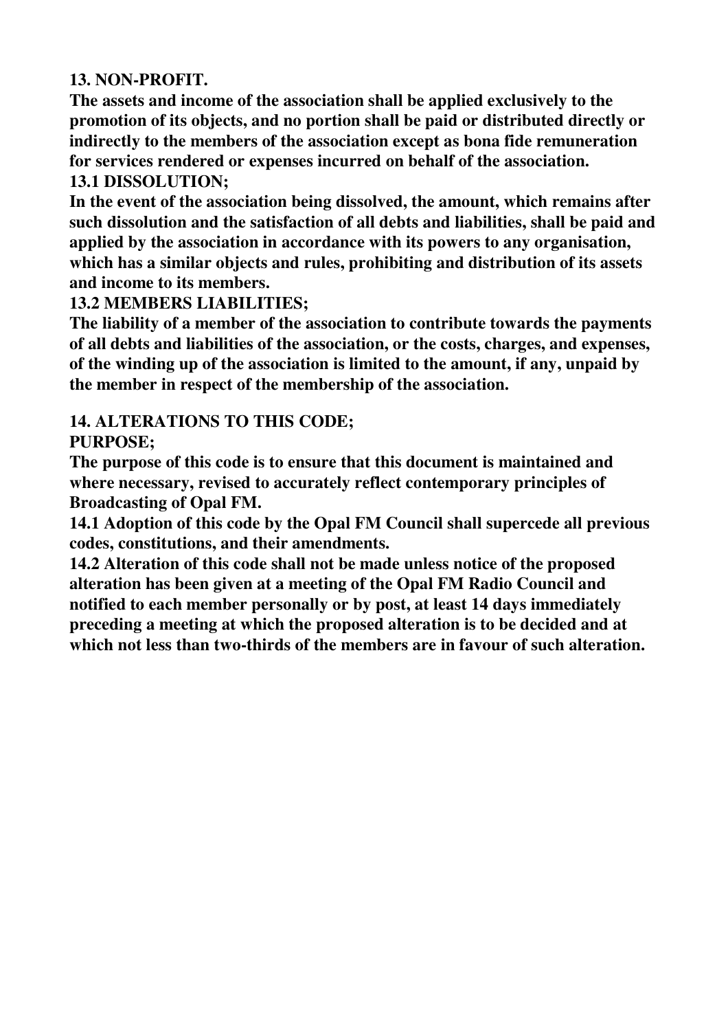**13. NON-PROFIT.**
**The assets and income of the association shall be applied exclusively to the promotion of its objects, and no portion shall be paid or distributed directly or indirectly to the members of the association except as bona fide remuneration for services rendered or expenses incurred on behalf of the association.**
**13.1 DISSOLUTION;**
**In the event of the association being dissolved, the amount, which remains after such dissolution and the satisfaction of all debts and liabilities, shall be paid and applied by the association in accordance with its powers to any organisation, which has a similar objects and rules, prohibiting and distribution of its assets and income to its members.**
**13.2 MEMBERS LIABILITIES;**
**The liability of a member of the association to contribute towards the payments of all debts and liabilities of the association, or the costs, charges, and expenses, of the winding up of the association is limited to the amount, if any, unpaid by the member in respect of the membership of the association.**

**14. ALTERATIONS TO THIS CODE;**
**PURPOSE;**
**The purpose of this code is to ensure that this document is maintained and where necessary, revised to accurately reflect contemporary principles of Broadcasting of Opal FM.**
**14.1 Adoption of this code by the Opal FM Council shall supercede all previous codes, constitutions, and their amendments.**
**14.2 Alteration of this code shall not be made unless notice of the proposed alteration has been given at a meeting of the Opal FM Radio Council and notified to each member personally or by post, at least 14 days immediately preceding a meeting at which the proposed alteration is to be decided and at which not less than two-thirds of the members are in favour of such alteration.**